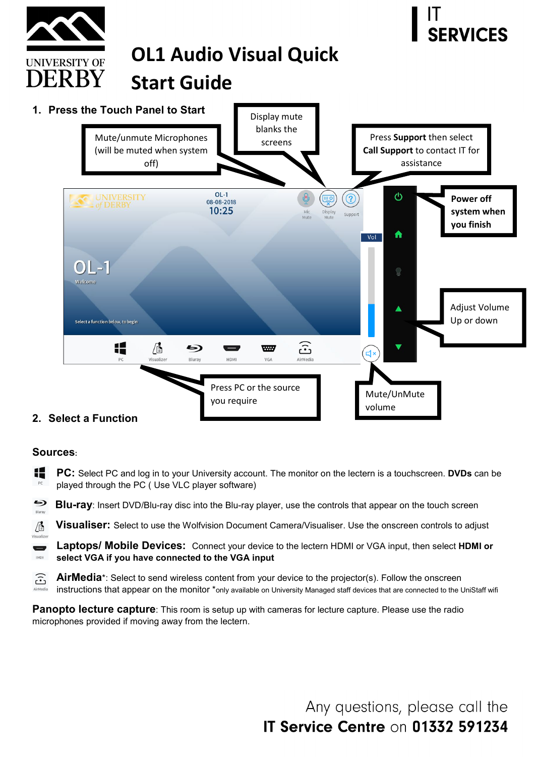IT SERVICES

UNIVERSITY OF DERBY

# OL1 Audio Visual Quick Start Guide

## 1. Press the Touch Panel to Start

Mute/unmute Microphones (will be muted when system off)

Display mute blanks the screens

Press **Support** then select **Call Support** to contact IT for assistance

**Power off system when you finish**

Adjust Volume Up or down

Press PC or the source you require

Mute/UnMute volume

## 2. Select a Function

### Sources:

**PC:** Select PC and log in to your University account. The monitor on the lectern is a touchscreen. **DVDs** can be played through the PC ( Use VLC player software)

**Blu-ray**: Insert DVD/Blu-ray disc into the Blu-ray player, use the controls that appear on the touch screen

**Visualiser:** Select to use the Wolfvision Document Camera/Visualiser. Use the onscreen controls to adjust

**Laptops/ Mobile Devices:** Connect your device to the lectern HDMI or VGA input, then select **HDMI or select VGA if you have connected to the VGA input**

**AirMedia***: Select to send wireless content from your device to the projector(s). Follow the onscreen instructions that appear on the monitor *only available on University Managed staff devices that are connected to the UniStaff wifi

**Panopto lecture capture**: This room is setup up with cameras for lecture capture. Please use the radio microphones provided if moving away from the lectern.

Any questions, please call the **IT Service Centre** on **01332 591234**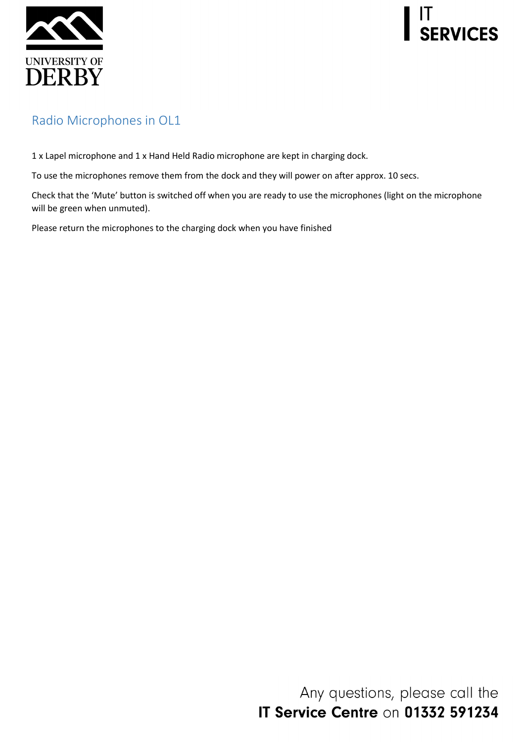## Radio Microphones in OL1

1 x Lapel microphone and 1 x Hand Held Radio microphone are kept in charging dock.

To use the microphones remove them from the dock and they will power on after approx. 10 secs.

Check that the 'Mute' button is switched off when you are ready to use the microphones (light on the microphone will be green when unmuted).

Please return the microphones to the charging dock when you have finished

Any questions, please call the **IT Service Centre** on **01332 591234**